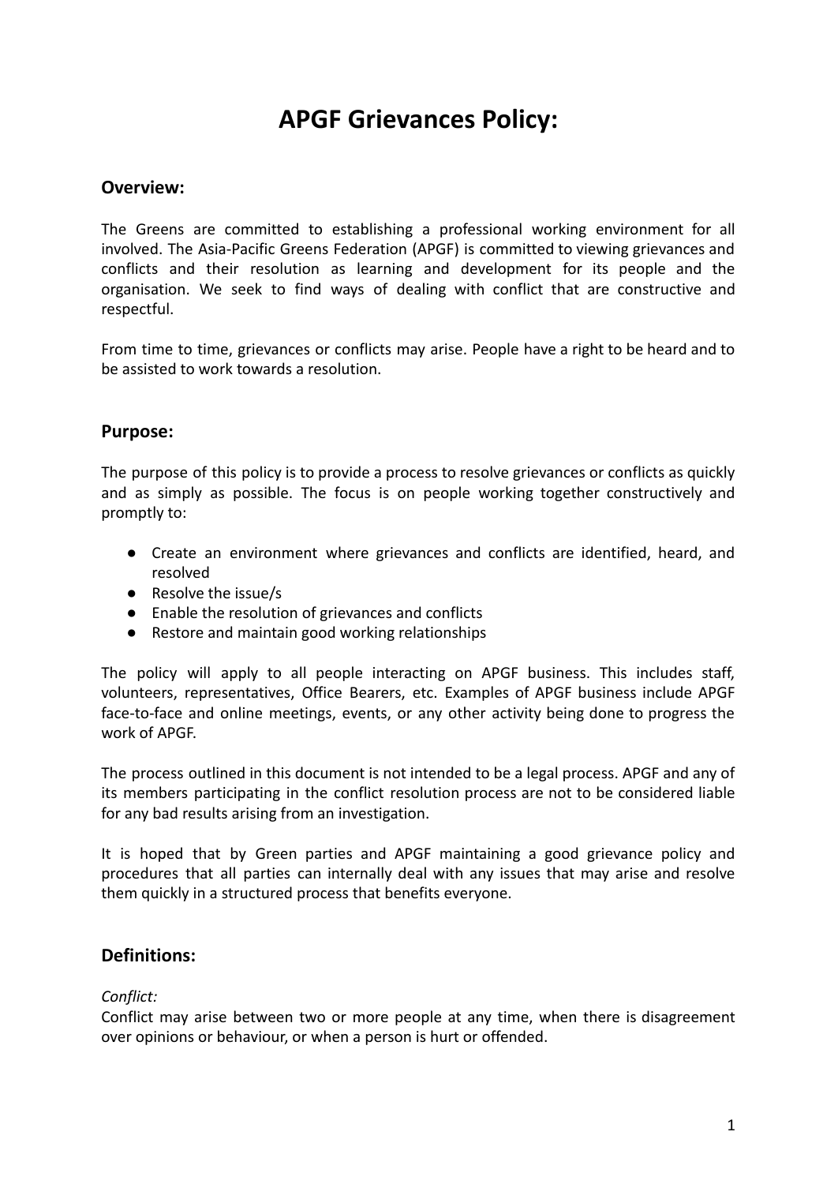# APGF Grievances Policy:

## Overview:

The Greens are committed to establishing a professional working environment for all involved. The Asia-Pacific Greens Federation (APGF) is committed to viewing grievances and conflicts and their resolution as learning and development for its people and the organisation. We seek to find ways of dealing with conflict that are constructive and respectful.

From time to time, grievances or conflicts may arise. People have a right to be heard and to be assisted to work towards a resolution.

## Purpose:

The purpose of this policy is to provide a process to resolve grievances or conflicts as quickly and as simply as possible. The focus is on people working together constructively and promptly to:

- Create an environment where grievances and conflicts are identified, heard, and resolved
- Resolve the issue/s
- Enable the resolution of grievances and conflicts
- Restore and maintain good working relationships

The policy will apply to all people interacting on APGF business. This includes staff, volunteers, representatives, Office Bearers, etc. Examples of APGF business include APGF face-to-face and online meetings, events, or any other activity being done to progress the work of APGF.

The process outlined in this document is not intended to be a legal process. APGF and any of its members participating in the conflict resolution process are not to be considered liable for any bad results arising from an investigation.

It is hoped that by Green parties and APGF maintaining a good grievance policy and procedures that all parties can internally deal with any issues that may arise and resolve them quickly in a structured process that benefits everyone.

## Definitions:

*Conflict:*
Conflict may arise between two or more people at any time, when there is disagreement over opinions or behaviour, or when a person is hurt or offended.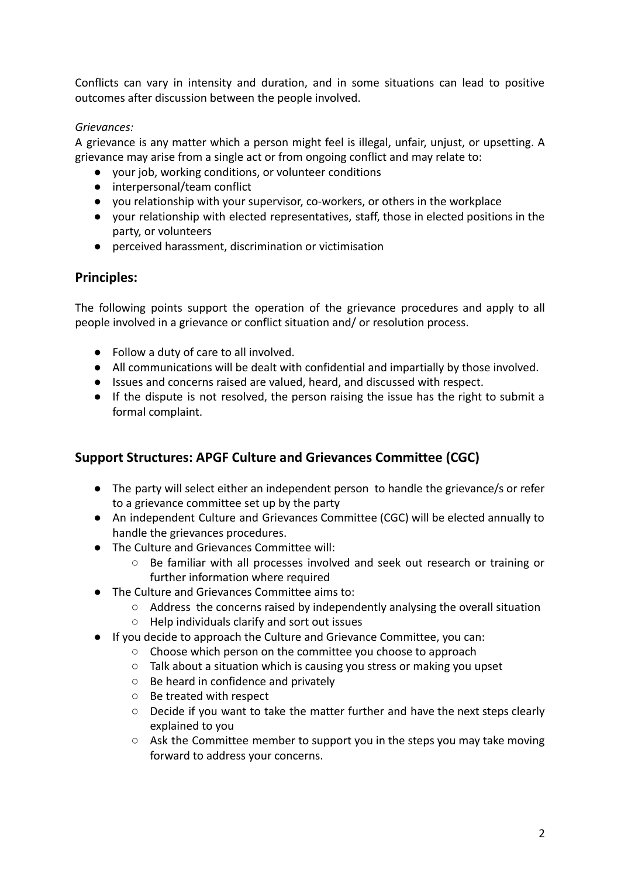Conflicts can vary in intensity and duration, and in some situations can lead to positive outcomes after discussion between the people involved.

*Grievances:*

A grievance is any matter which a person might feel is illegal, unfair, unjust, or upsetting. A grievance may arise from a single act or from ongoing conflict and may relate to:

- your job, working conditions, or volunteer conditions
- interpersonal/team conflict
- you relationship with your supervisor, co-workers, or others in the workplace
- your relationship with elected representatives, staff, those in elected positions in the party, or volunteers
- perceived harassment, discrimination or victimisation

## Principles:

The following points support the operation of the grievance procedures and apply to all people involved in a grievance or conflict situation and/ or resolution process.

- Follow a duty of care to all involved.
- All communications will be dealt with confidential and impartially by those involved.
- Issues and concerns raised are valued, heard, and discussed with respect.
- If the dispute is not resolved, the person raising the issue has the right to submit a formal complaint.

## Support Structures: APGF Culture and Grievances Committee (CGC)

- The party will select either an independent person to handle the grievance/s or refer to a grievance committee set up by the party
- An independent Culture and Grievances Committee (CGC) will be elected annually to handle the grievances procedures.
- The Culture and Grievances Committee will:
    - Be familiar with all processes involved and seek out research or training or further information where required
- The Culture and Grievances Committee aims to:
    - Address the concerns raised by independently analysing the overall situation
    - Help individuals clarify and sort out issues
- If you decide to approach the Culture and Grievance Committee, you can:
    - Choose which person on the committee you choose to approach
    - Talk about a situation which is causing you stress or making you upset
    - Be heard in confidence and privately
    - Be treated with respect
    - Decide if you want to take the matter further and have the next steps clearly explained to you
    - Ask the Committee member to support you in the steps you may take moving forward to address your concerns.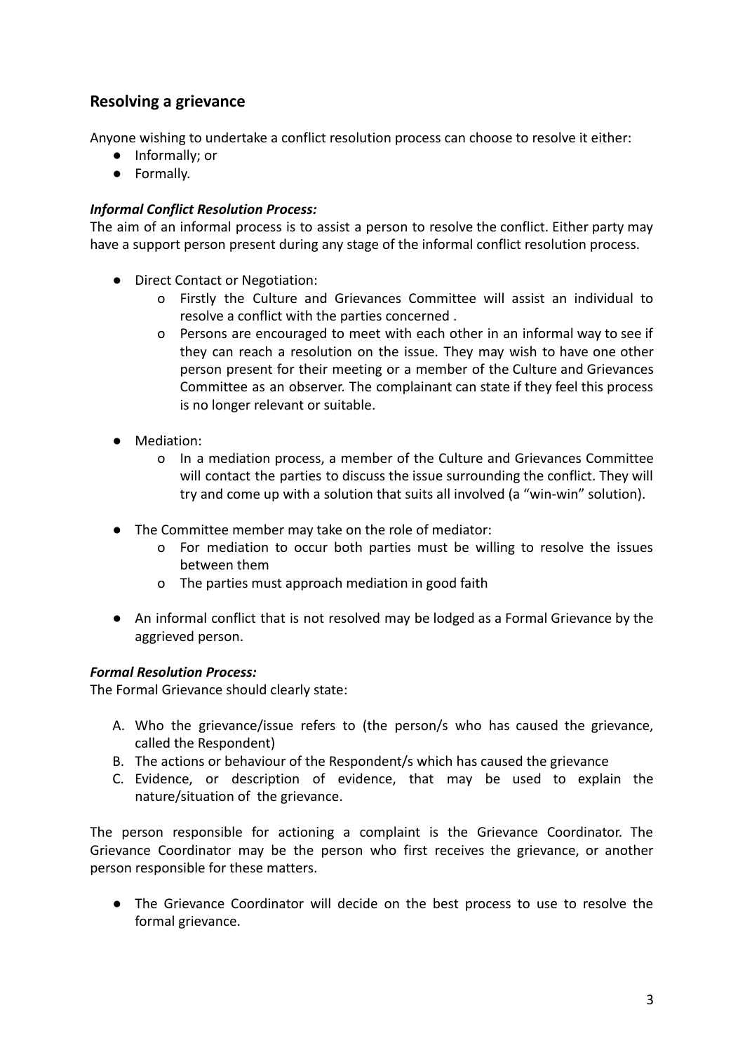## Resolving a grievance

Anyone wishing to undertake a conflict resolution process can choose to resolve it either:

- Informally; or
- Formally.

***Informal Conflict Resolution Process:***

The aim of an informal process is to assist a person to resolve the conflict. Either party may have a support person present during any stage of the informal conflict resolution process.

- Direct Contact or Negotiation:
  - Firstly the Culture and Grievances Committee will assist an individual to resolve a conflict with the parties concerned .
  - Persons are encouraged to meet with each other in an informal way to see if they can reach a resolution on the issue. They may wish to have one other person present for their meeting or a member of the Culture and Grievances Committee as an observer. The complainant can state if they feel this process is no longer relevant or suitable.

- Mediation:
  - In a mediation process, a member of the Culture and Grievances Committee will contact the parties to discuss the issue surrounding the conflict. They will try and come up with a solution that suits all involved (a "win-win" solution).

- The Committee member may take on the role of mediator:
  - For mediation to occur both parties must be willing to resolve the issues between them
  - The parties must approach mediation in good faith

- An informal conflict that is not resolved may be lodged as a Formal Grievance by the aggrieved person.

***Formal Resolution Process:***

The Formal Grievance should clearly state:

A. Who the grievance/issue refers to (the person/s who has caused the grievance, called the Respondent)
B. The actions or behaviour of the Respondent/s which has caused the grievance
C. Evidence, or description of evidence, that may be used to explain the nature/situation of the grievance.

The person responsible for actioning a complaint is the Grievance Coordinator. The Grievance Coordinator may be the person who first receives the grievance, or another person responsible for these matters.

- The Grievance Coordinator will decide on the best process to use to resolve the formal grievance.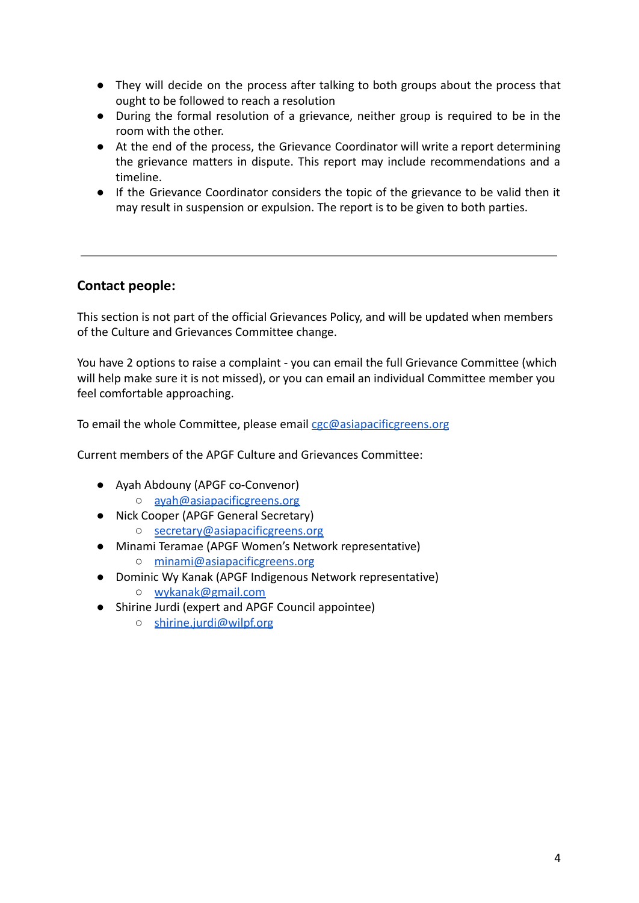- They will decide on the process after talking to both groups about the process that ought to be followed to reach a resolution
- During the formal resolution of a grievance, neither group is required to be in the room with the other.
- At the end of the process, the Grievance Coordinator will write a report determining the grievance matters in dispute. This report may include recommendations and a timeline.
- If the Grievance Coordinator considers the topic of the grievance to be valid then it may result in suspension or expulsion. The report is to be given to both parties.

---

## Contact people:

This section is not part of the official Grievances Policy, and will be updated when members of the Culture and Grievances Committee change.

You have 2 options to raise a complaint - you can email the full Grievance Committee (which will help make sure it is not missed), or you can email an individual Committee member you feel comfortable approaching.

To email the whole Committee, please email cgc@asiapacificgreens.org

Current members of the APGF Culture and Grievances Committee:

- Ayah Abdouny (APGF co-Convenor)
  - ayah@asiapacificgreens.org
- Nick Cooper (APGF General Secretary)
  - secretary@asiapacificgreens.org
- Minami Teramae (APGF Women's Network representative)
  - minami@asiapacificgreens.org
- Dominic Wy Kanak (APGF Indigenous Network representative)
  - wykanak@gmail.com
- Shirine Jurdi (expert and APGF Council appointee)
  - shirine.jurdi@wilpf.org